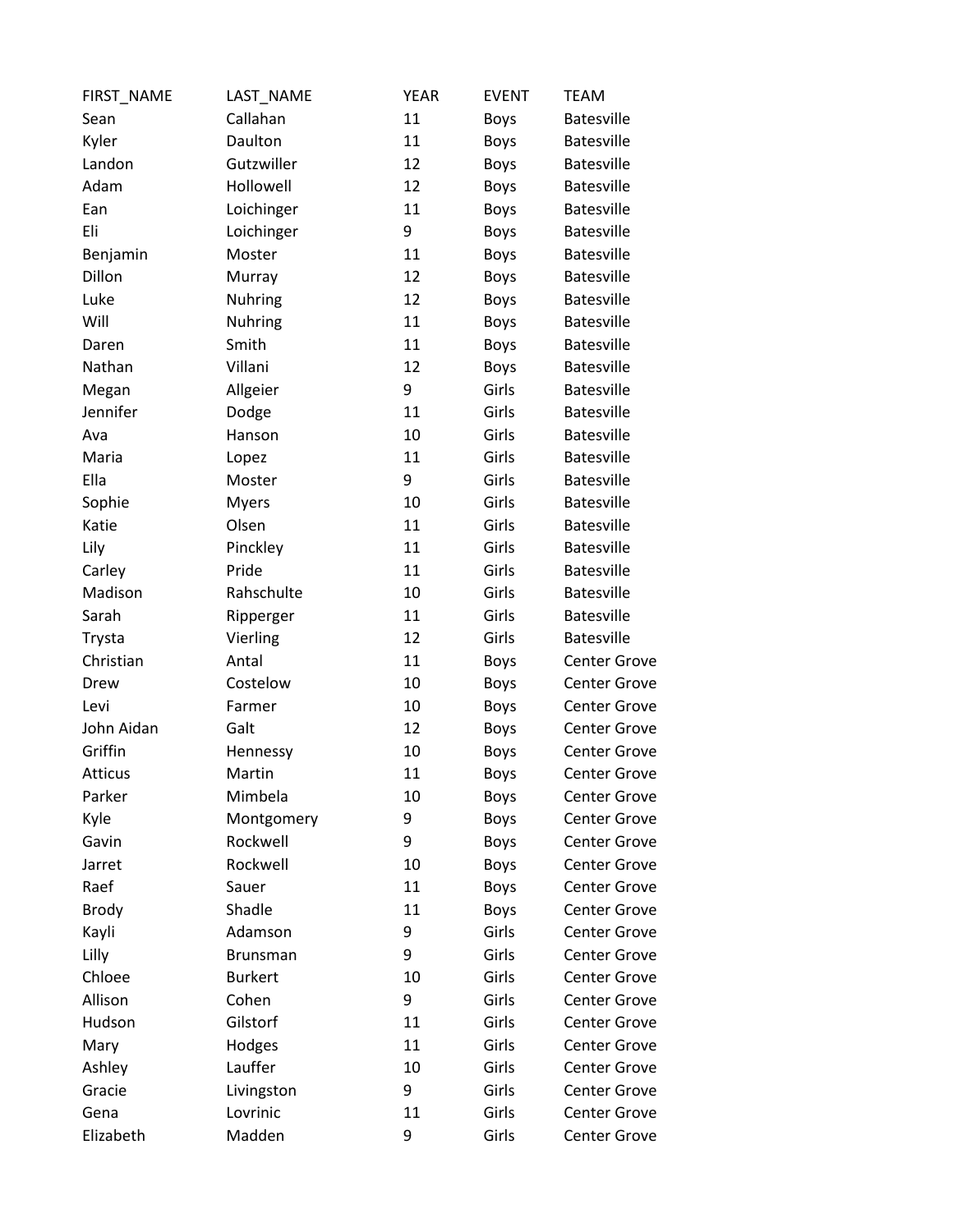| FIRST_NAME | LAST_NAME | YEAR | EVENT | TEAM |
|---|---|---|---|---|
| Sean | Callahan | 11 | Boys | Batesville |
| Kyler | Daulton | 11 | Boys | Batesville |
| Landon | Gutzwiller | 12 | Boys | Batesville |
| Adam | Hollowell | 12 | Boys | Batesville |
| Ean | Loichinger | 11 | Boys | Batesville |
| Eli | Loichinger | 9 | Boys | Batesville |
| Benjamin | Moster | 11 | Boys | Batesville |
| Dillon | Murray | 12 | Boys | Batesville |
| Luke | Nuhring | 12 | Boys | Batesville |
| Will | Nuhring | 11 | Boys | Batesville |
| Daren | Smith | 11 | Boys | Batesville |
| Nathan | Villani | 12 | Boys | Batesville |
| Megan | Allgeier | 9 | Girls | Batesville |
| Jennifer | Dodge | 11 | Girls | Batesville |
| Ava | Hanson | 10 | Girls | Batesville |
| Maria | Lopez | 11 | Girls | Batesville |
| Ella | Moster | 9 | Girls | Batesville |
| Sophie | Myers | 10 | Girls | Batesville |
| Katie | Olsen | 11 | Girls | Batesville |
| Lily | Pinckley | 11 | Girls | Batesville |
| Carley | Pride | 11 | Girls | Batesville |
| Madison | Rahschulte | 10 | Girls | Batesville |
| Sarah | Ripperger | 11 | Girls | Batesville |
| Trysta | Vierling | 12 | Girls | Batesville |
| Christian | Antal | 11 | Boys | Center Grove |
| Drew | Costelow | 10 | Boys | Center Grove |
| Levi | Farmer | 10 | Boys | Center Grove |
| John Aidan | Galt | 12 | Boys | Center Grove |
| Griffin | Hennessy | 10 | Boys | Center Grove |
| Atticus | Martin | 11 | Boys | Center Grove |
| Parker | Mimbela | 10 | Boys | Center Grove |
| Kyle | Montgomery | 9 | Boys | Center Grove |
| Gavin | Rockwell | 9 | Boys | Center Grove |
| Jarret | Rockwell | 10 | Boys | Center Grove |
| Raef | Sauer | 11 | Boys | Center Grove |
| Brody | Shadle | 11 | Boys | Center Grove |
| Kayli | Adamson | 9 | Girls | Center Grove |
| Lilly | Brunsman | 9 | Girls | Center Grove |
| Chloee | Burkert | 10 | Girls | Center Grove |
| Allison | Cohen | 9 | Girls | Center Grove |
| Hudson | Gilstorf | 11 | Girls | Center Grove |
| Mary | Hodges | 11 | Girls | Center Grove |
| Ashley | Lauffer | 10 | Girls | Center Grove |
| Gracie | Livingston | 9 | Girls | Center Grove |
| Gena | Lovrinic | 11 | Girls | Center Grove |
| Elizabeth | Madden | 9 | Girls | Center Grove |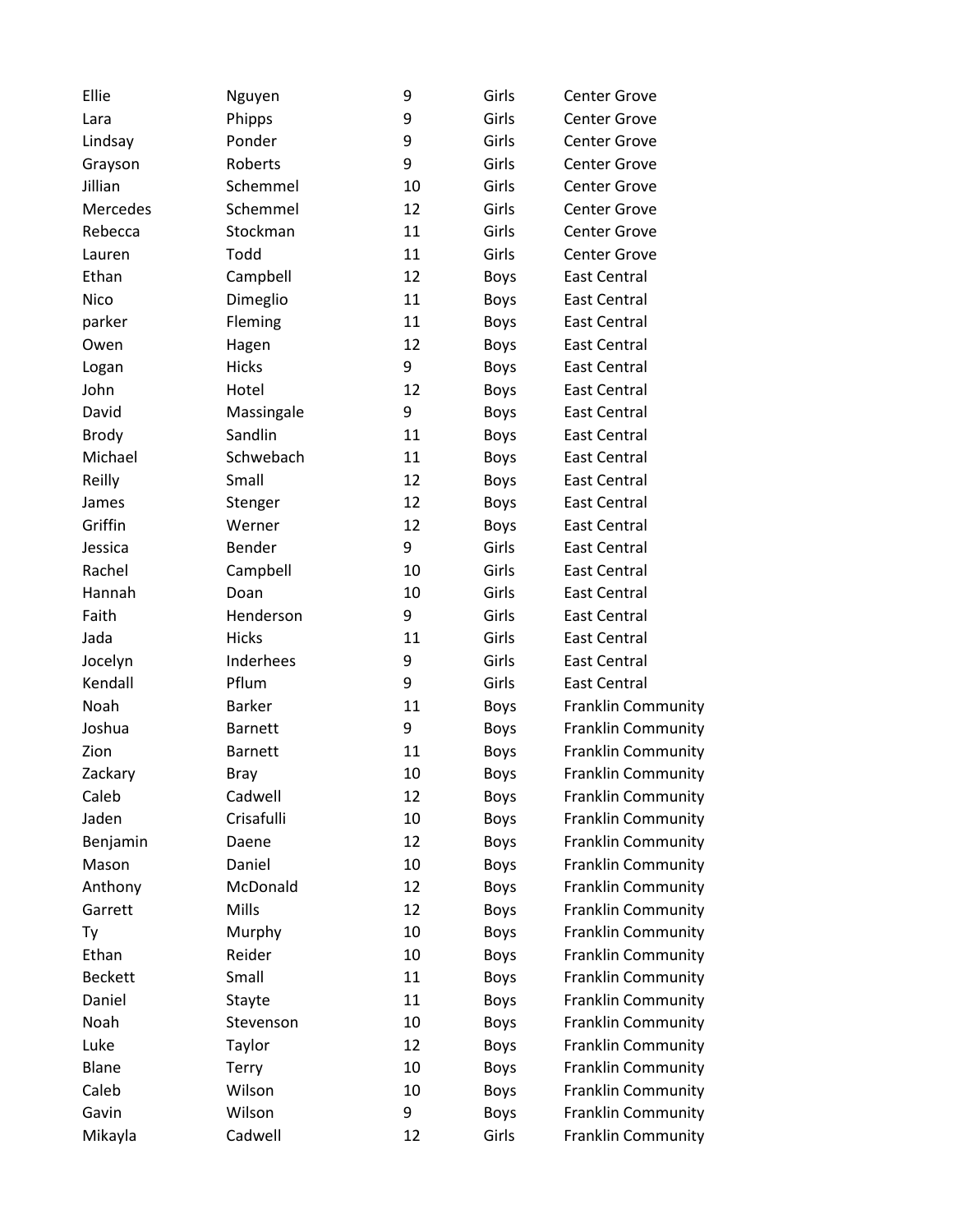| | | | | |
|---|---|---|---|---|
| Ellie | Nguyen | 9 | Girls | Center Grove |
| Lara | Phipps | 9 | Girls | Center Grove |
| Lindsay | Ponder | 9 | Girls | Center Grove |
| Grayson | Roberts | 9 | Girls | Center Grove |
| Jillian | Schemmel | 10 | Girls | Center Grove |
| Mercedes | Schemmel | 12 | Girls | Center Grove |
| Rebecca | Stockman | 11 | Girls | Center Grove |
| Lauren | Todd | 11 | Girls | Center Grove |
| Ethan | Campbell | 12 | Boys | East Central |
| Nico | Dimeglio | 11 | Boys | East Central |
| parker | Fleming | 11 | Boys | East Central |
| Owen | Hagen | 12 | Boys | East Central |
| Logan | Hicks | 9 | Boys | East Central |
| John | Hotel | 12 | Boys | East Central |
| David | Massingale | 9 | Boys | East Central |
| Brody | Sandlin | 11 | Boys | East Central |
| Michael | Schwebach | 11 | Boys | East Central |
| Reilly | Small | 12 | Boys | East Central |
| James | Stenger | 12 | Boys | East Central |
| Griffin | Werner | 12 | Boys | East Central |
| Jessica | Bender | 9 | Girls | East Central |
| Rachel | Campbell | 10 | Girls | East Central |
| Hannah | Doan | 10 | Girls | East Central |
| Faith | Henderson | 9 | Girls | East Central |
| Jada | Hicks | 11 | Girls | East Central |
| Jocelyn | Inderhees | 9 | Girls | East Central |
| Kendall | Pflum | 9 | Girls | East Central |
| Noah | Barker | 11 | Boys | Franklin Community |
| Joshua | Barnett | 9 | Boys | Franklin Community |
| Zion | Barnett | 11 | Boys | Franklin Community |
| Zackary | Bray | 10 | Boys | Franklin Community |
| Caleb | Cadwell | 12 | Boys | Franklin Community |
| Jaden | Crisafulli | 10 | Boys | Franklin Community |
| Benjamin | Daene | 12 | Boys | Franklin Community |
| Mason | Daniel | 10 | Boys | Franklin Community |
| Anthony | McDonald | 12 | Boys | Franklin Community |
| Garrett | Mills | 12 | Boys | Franklin Community |
| Ty | Murphy | 10 | Boys | Franklin Community |
| Ethan | Reider | 10 | Boys | Franklin Community |
| Beckett | Small | 11 | Boys | Franklin Community |
| Daniel | Stayte | 11 | Boys | Franklin Community |
| Noah | Stevenson | 10 | Boys | Franklin Community |
| Luke | Taylor | 12 | Boys | Franklin Community |
| Blane | Terry | 10 | Boys | Franklin Community |
| Caleb | Wilson | 10 | Boys | Franklin Community |
| Gavin | Wilson | 9 | Boys | Franklin Community |
| Mikayla | Cadwell | 12 | Girls | Franklin Community |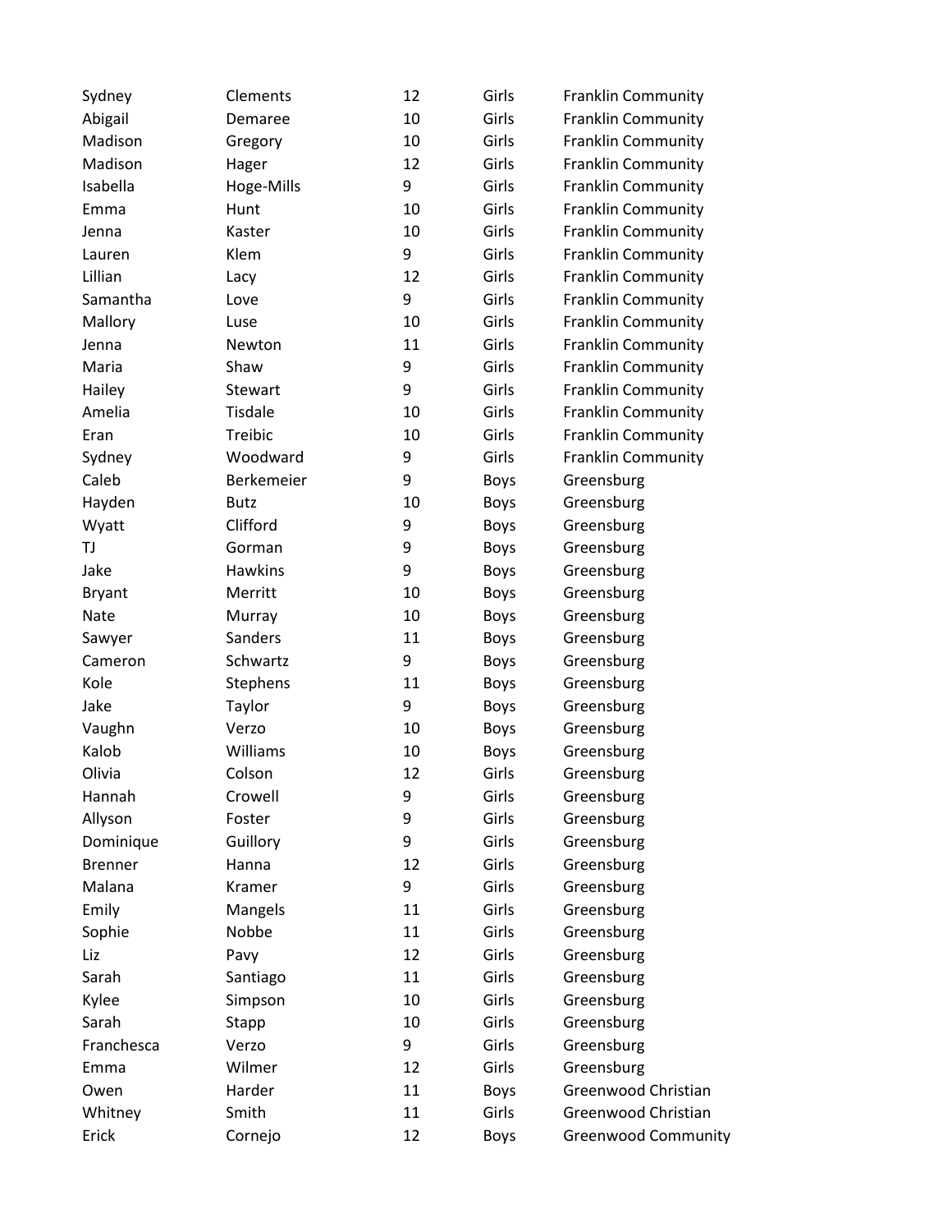| | | | | |
|---|---|---|---|---|
| Sydney | Clements | 12 | Girls | Franklin Community |
| Abigail | Demaree | 10 | Girls | Franklin Community |
| Madison | Gregory | 10 | Girls | Franklin Community |
| Madison | Hager | 12 | Girls | Franklin Community |
| Isabella | Hoge-Mills | 9 | Girls | Franklin Community |
| Emma | Hunt | 10 | Girls | Franklin Community |
| Jenna | Kaster | 10 | Girls | Franklin Community |
| Lauren | Klem | 9 | Girls | Franklin Community |
| Lillian | Lacy | 12 | Girls | Franklin Community |
| Samantha | Love | 9 | Girls | Franklin Community |
| Mallory | Luse | 10 | Girls | Franklin Community |
| Jenna | Newton | 11 | Girls | Franklin Community |
| Maria | Shaw | 9 | Girls | Franklin Community |
| Hailey | Stewart | 9 | Girls | Franklin Community |
| Amelia | Tisdale | 10 | Girls | Franklin Community |
| Eran | Treibic | 10 | Girls | Franklin Community |
| Sydney | Woodward | 9 | Girls | Franklin Community |
| Caleb | Berkemeier | 9 | Boys | Greensburg |
| Hayden | Butz | 10 | Boys | Greensburg |
| Wyatt | Clifford | 9 | Boys | Greensburg |
| TJ | Gorman | 9 | Boys | Greensburg |
| Jake | Hawkins | 9 | Boys | Greensburg |
| Bryant | Merritt | 10 | Boys | Greensburg |
| Nate | Murray | 10 | Boys | Greensburg |
| Sawyer | Sanders | 11 | Boys | Greensburg |
| Cameron | Schwartz | 9 | Boys | Greensburg |
| Kole | Stephens | 11 | Boys | Greensburg |
| Jake | Taylor | 9 | Boys | Greensburg |
| Vaughn | Verzo | 10 | Boys | Greensburg |
| Kalob | Williams | 10 | Boys | Greensburg |
| Olivia | Colson | 12 | Girls | Greensburg |
| Hannah | Crowell | 9 | Girls | Greensburg |
| Allyson | Foster | 9 | Girls | Greensburg |
| Dominique | Guillory | 9 | Girls | Greensburg |
| Brenner | Hanna | 12 | Girls | Greensburg |
| Malana | Kramer | 9 | Girls | Greensburg |
| Emily | Mangels | 11 | Girls | Greensburg |
| Sophie | Nobbe | 11 | Girls | Greensburg |
| Liz | Pavy | 12 | Girls | Greensburg |
| Sarah | Santiago | 11 | Girls | Greensburg |
| Kylee | Simpson | 10 | Girls | Greensburg |
| Sarah | Stapp | 10 | Girls | Greensburg |
| Franchesca | Verzo | 9 | Girls | Greensburg |
| Emma | Wilmer | 12 | Girls | Greensburg |
| Owen | Harder | 11 | Boys | Greenwood Christian |
| Whitney | Smith | 11 | Girls | Greenwood Christian |
| Erick | Cornejo | 12 | Boys | Greenwood Community |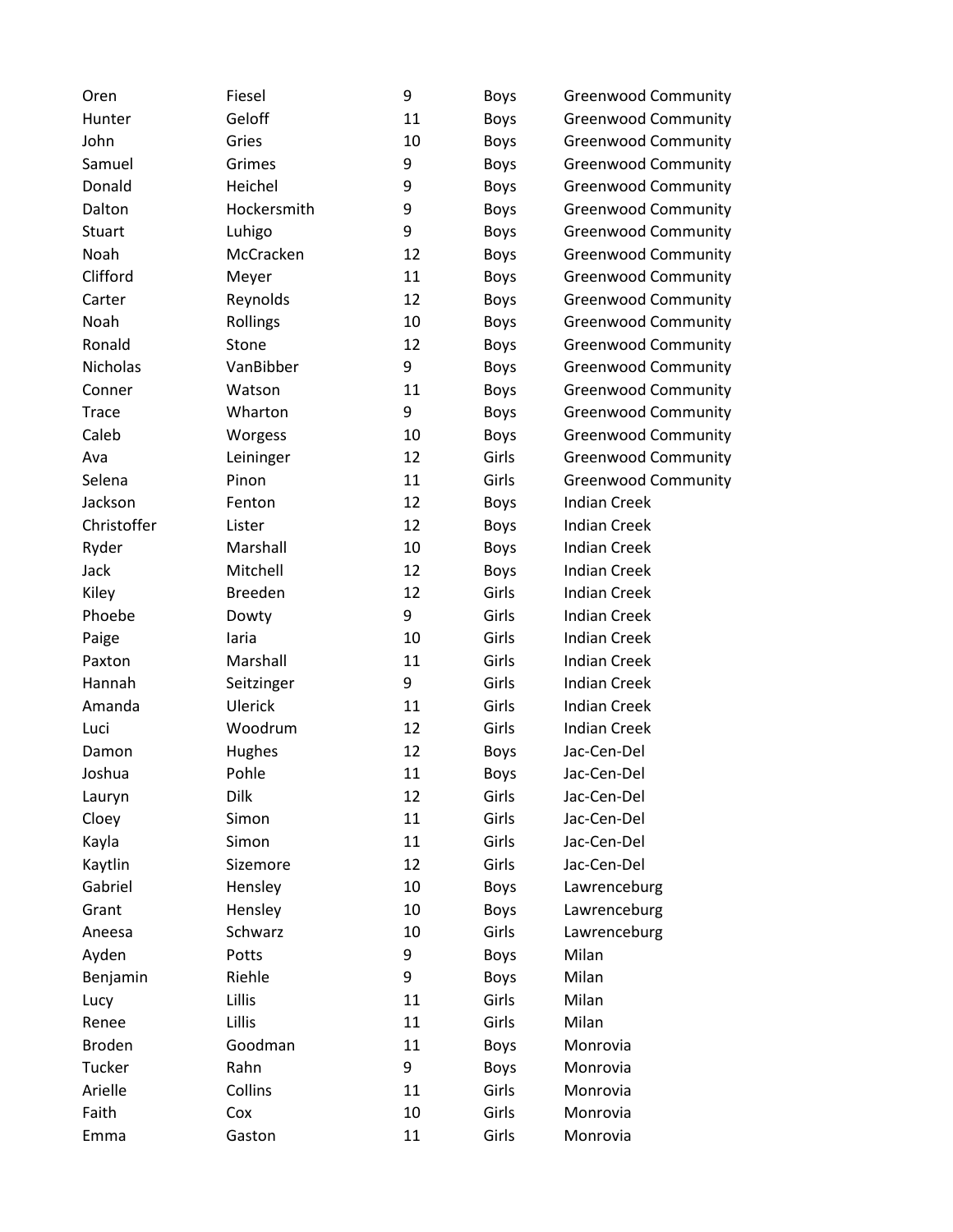| | | | | |
|---|---|---|---|---|
| Oren | Fiesel | 9 | Boys | Greenwood Community |
| Hunter | Geloff | 11 | Boys | Greenwood Community |
| John | Gries | 10 | Boys | Greenwood Community |
| Samuel | Grimes | 9 | Boys | Greenwood Community |
| Donald | Heichel | 9 | Boys | Greenwood Community |
| Dalton | Hockersmith | 9 | Boys | Greenwood Community |
| Stuart | Luhigo | 9 | Boys | Greenwood Community |
| Noah | McCracken | 12 | Boys | Greenwood Community |
| Clifford | Meyer | 11 | Boys | Greenwood Community |
| Carter | Reynolds | 12 | Boys | Greenwood Community |
| Noah | Rollings | 10 | Boys | Greenwood Community |
| Ronald | Stone | 12 | Boys | Greenwood Community |
| Nicholas | VanBibber | 9 | Boys | Greenwood Community |
| Conner | Watson | 11 | Boys | Greenwood Community |
| Trace | Wharton | 9 | Boys | Greenwood Community |
| Caleb | Worgess | 10 | Boys | Greenwood Community |
| Ava | Leininger | 12 | Girls | Greenwood Community |
| Selena | Pinon | 11 | Girls | Greenwood Community |
| Jackson | Fenton | 12 | Boys | Indian Creek |
| Christoffer | Lister | 12 | Boys | Indian Creek |
| Ryder | Marshall | 10 | Boys | Indian Creek |
| Jack | Mitchell | 12 | Boys | Indian Creek |
| Kiley | Breeden | 12 | Girls | Indian Creek |
| Phoebe | Dowty | 9 | Girls | Indian Creek |
| Paige | Iaria | 10 | Girls | Indian Creek |
| Paxton | Marshall | 11 | Girls | Indian Creek |
| Hannah | Seitzinger | 9 | Girls | Indian Creek |
| Amanda | Ulerick | 11 | Girls | Indian Creek |
| Luci | Woodrum | 12 | Girls | Indian Creek |
| Damon | Hughes | 12 | Boys | Jac-Cen-Del |
| Joshua | Pohle | 11 | Boys | Jac-Cen-Del |
| Lauryn | Dilk | 12 | Girls | Jac-Cen-Del |
| Cloey | Simon | 11 | Girls | Jac-Cen-Del |
| Kayla | Simon | 11 | Girls | Jac-Cen-Del |
| Kaytlin | Sizemore | 12 | Girls | Jac-Cen-Del |
| Gabriel | Hensley | 10 | Boys | Lawrenceburg |
| Grant | Hensley | 10 | Boys | Lawrenceburg |
| Aneesa | Schwarz | 10 | Girls | Lawrenceburg |
| Ayden | Potts | 9 | Boys | Milan |
| Benjamin | Riehle | 9 | Boys | Milan |
| Lucy | Lillis | 11 | Girls | Milan |
| Renee | Lillis | 11 | Girls | Milan |
| Broden | Goodman | 11 | Boys | Monrovia |
| Tucker | Rahn | 9 | Boys | Monrovia |
| Arielle | Collins | 11 | Girls | Monrovia |
| Faith | Cox | 10 | Girls | Monrovia |
| Emma | Gaston | 11 | Girls | Monrovia |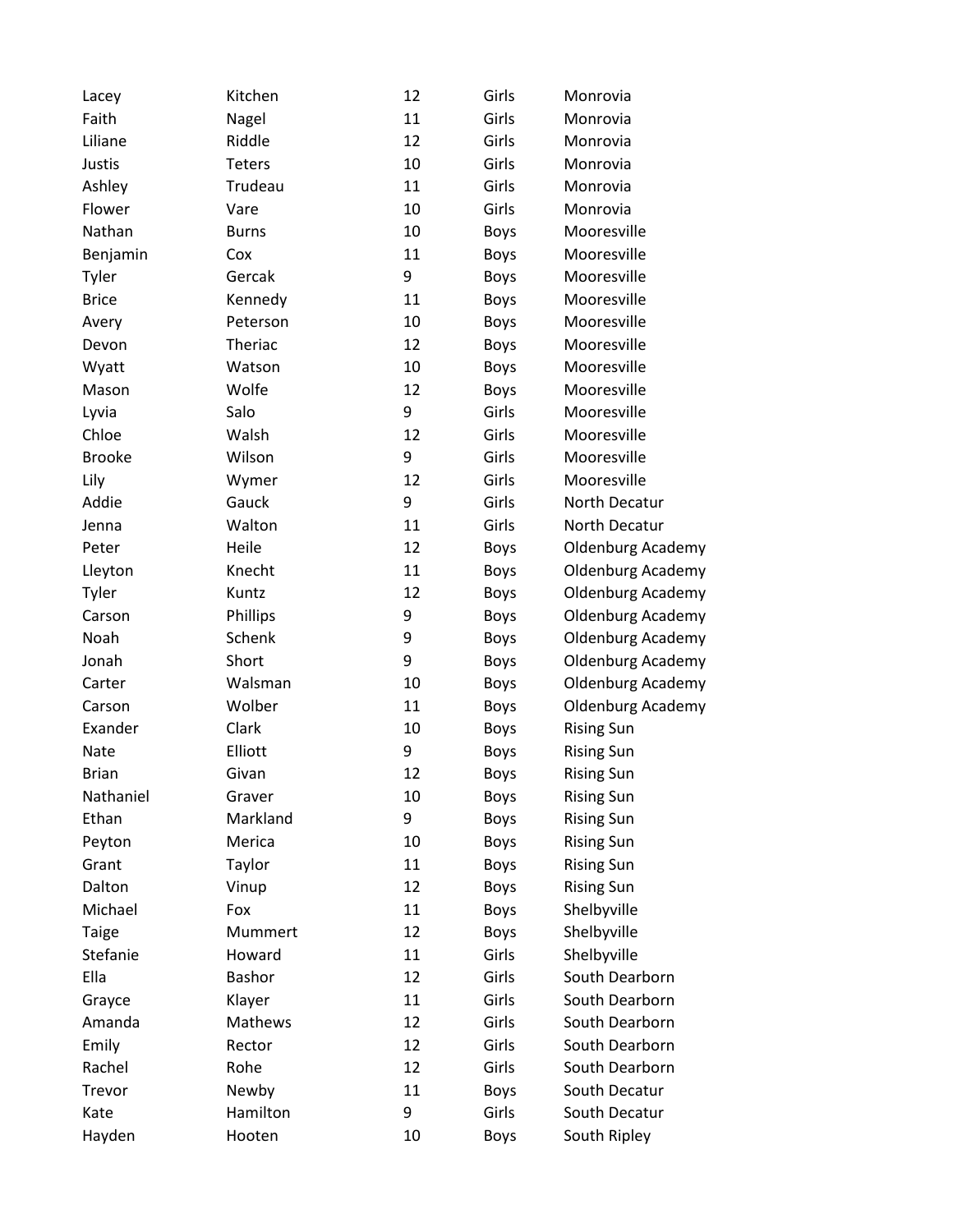| | | | | |
|---|---|---|---|---|
| Lacey | Kitchen | 12 | Girls | Monrovia |
| Faith | Nagel | 11 | Girls | Monrovia |
| Liliane | Riddle | 12 | Girls | Monrovia |
| Justis | Teters | 10 | Girls | Monrovia |
| Ashley | Trudeau | 11 | Girls | Monrovia |
| Flower | Vare | 10 | Girls | Monrovia |
| Nathan | Burns | 10 | Boys | Mooresville |
| Benjamin | Cox | 11 | Boys | Mooresville |
| Tyler | Gercak | 9 | Boys | Mooresville |
| Brice | Kennedy | 11 | Boys | Mooresville |
| Avery | Peterson | 10 | Boys | Mooresville |
| Devon | Theriac | 12 | Boys | Mooresville |
| Wyatt | Watson | 10 | Boys | Mooresville |
| Mason | Wolfe | 12 | Boys | Mooresville |
| Lyvia | Salo | 9 | Girls | Mooresville |
| Chloe | Walsh | 12 | Girls | Mooresville |
| Brooke | Wilson | 9 | Girls | Mooresville |
| Lily | Wymer | 12 | Girls | Mooresville |
| Addie | Gauck | 9 | Girls | North Decatur |
| Jenna | Walton | 11 | Girls | North Decatur |
| Peter | Heile | 12 | Boys | Oldenburg Academy |
| Lleyton | Knecht | 11 | Boys | Oldenburg Academy |
| Tyler | Kuntz | 12 | Boys | Oldenburg Academy |
| Carson | Phillips | 9 | Boys | Oldenburg Academy |
| Noah | Schenk | 9 | Boys | Oldenburg Academy |
| Jonah | Short | 9 | Boys | Oldenburg Academy |
| Carter | Walsman | 10 | Boys | Oldenburg Academy |
| Carson | Wolber | 11 | Boys | Oldenburg Academy |
| Exander | Clark | 10 | Boys | Rising Sun |
| Nate | Elliott | 9 | Boys | Rising Sun |
| Brian | Givan | 12 | Boys | Rising Sun |
| Nathaniel | Graver | 10 | Boys | Rising Sun |
| Ethan | Markland | 9 | Boys | Rising Sun |
| Peyton | Merica | 10 | Boys | Rising Sun |
| Grant | Taylor | 11 | Boys | Rising Sun |
| Dalton | Vinup | 12 | Boys | Rising Sun |
| Michael | Fox | 11 | Boys | Shelbyville |
| Taige | Mummert | 12 | Boys | Shelbyville |
| Stefanie | Howard | 11 | Girls | Shelbyville |
| Ella | Bashor | 12 | Girls | South Dearborn |
| Grayce | Klayer | 11 | Girls | South Dearborn |
| Amanda | Mathews | 12 | Girls | South Dearborn |
| Emily | Rector | 12 | Girls | South Dearborn |
| Rachel | Rohe | 12 | Girls | South Dearborn |
| Trevor | Newby | 11 | Boys | South Decatur |
| Kate | Hamilton | 9 | Girls | South Decatur |
| Hayden | Hooten | 10 | Boys | South Ripley |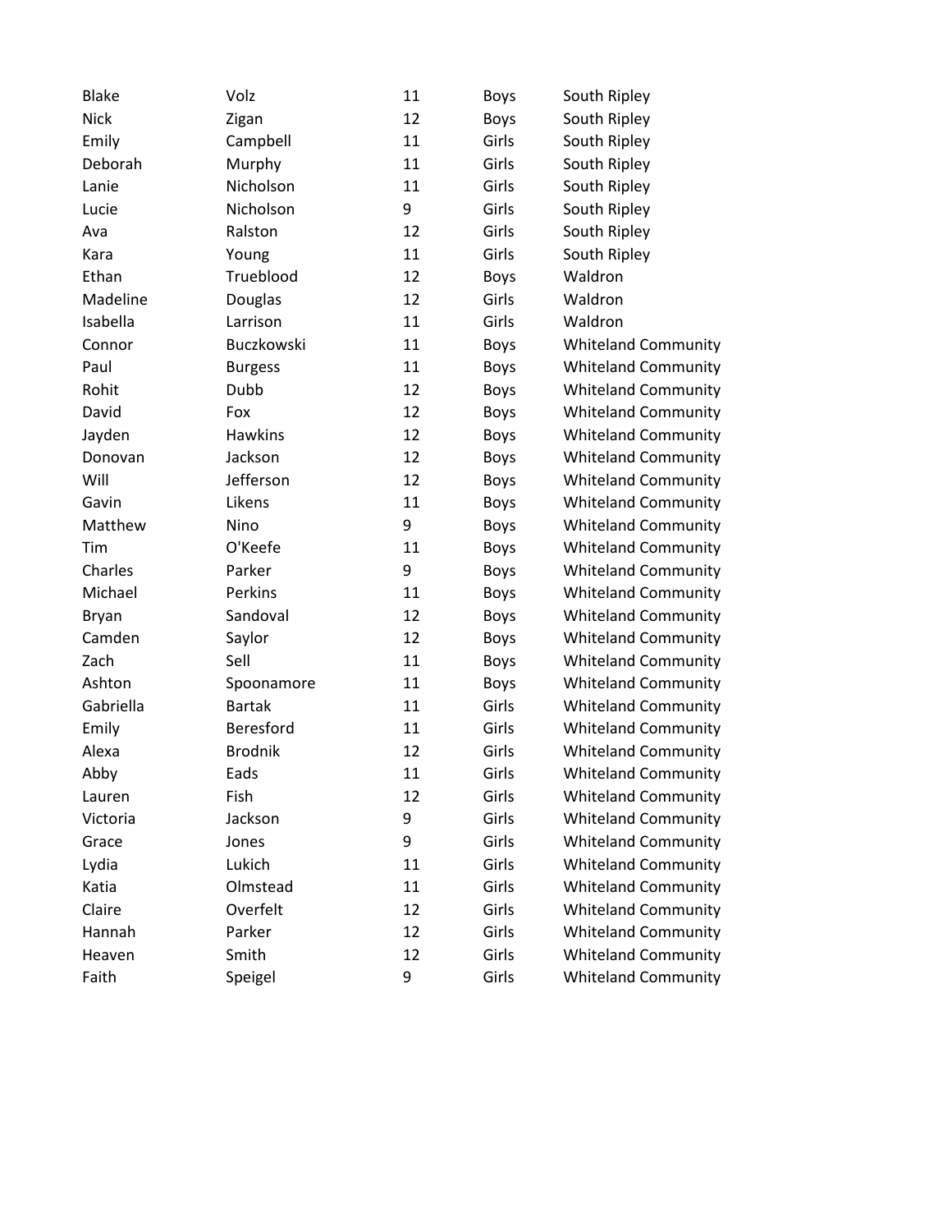| | | | | |
|---|---|---|---|---|
| Blake | Volz | 11 | Boys | South Ripley |
| Nick | Zigan | 12 | Boys | South Ripley |
| Emily | Campbell | 11 | Girls | South Ripley |
| Deborah | Murphy | 11 | Girls | South Ripley |
| Lanie | Nicholson | 11 | Girls | South Ripley |
| Lucie | Nicholson | 9 | Girls | South Ripley |
| Ava | Ralston | 12 | Girls | South Ripley |
| Kara | Young | 11 | Girls | South Ripley |
| Ethan | Trueblood | 12 | Boys | Waldron |
| Madeline | Douglas | 12 | Girls | Waldron |
| Isabella | Larrison | 11 | Girls | Waldron |
| Connor | Buczkowski | 11 | Boys | Whiteland Community |
| Paul | Burgess | 11 | Boys | Whiteland Community |
| Rohit | Dubb | 12 | Boys | Whiteland Community |
| David | Fox | 12 | Boys | Whiteland Community |
| Jayden | Hawkins | 12 | Boys | Whiteland Community |
| Donovan | Jackson | 12 | Boys | Whiteland Community |
| Will | Jefferson | 12 | Boys | Whiteland Community |
| Gavin | Likens | 11 | Boys | Whiteland Community |
| Matthew | Nino | 9 | Boys | Whiteland Community |
| Tim | O'Keefe | 11 | Boys | Whiteland Community |
| Charles | Parker | 9 | Boys | Whiteland Community |
| Michael | Perkins | 11 | Boys | Whiteland Community |
| Bryan | Sandoval | 12 | Boys | Whiteland Community |
| Camden | Saylor | 12 | Boys | Whiteland Community |
| Zach | Sell | 11 | Boys | Whiteland Community |
| Ashton | Spoonamore | 11 | Boys | Whiteland Community |
| Gabriella | Bartak | 11 | Girls | Whiteland Community |
| Emily | Beresford | 11 | Girls | Whiteland Community |
| Alexa | Brodnik | 12 | Girls | Whiteland Community |
| Abby | Eads | 11 | Girls | Whiteland Community |
| Lauren | Fish | 12 | Girls | Whiteland Community |
| Victoria | Jackson | 9 | Girls | Whiteland Community |
| Grace | Jones | 9 | Girls | Whiteland Community |
| Lydia | Lukich | 11 | Girls | Whiteland Community |
| Katia | Olmstead | 11 | Girls | Whiteland Community |
| Claire | Overfelt | 12 | Girls | Whiteland Community |
| Hannah | Parker | 12 | Girls | Whiteland Community |
| Heaven | Smith | 12 | Girls | Whiteland Community |
| Faith | Speigel | 9 | Girls | Whiteland Community |